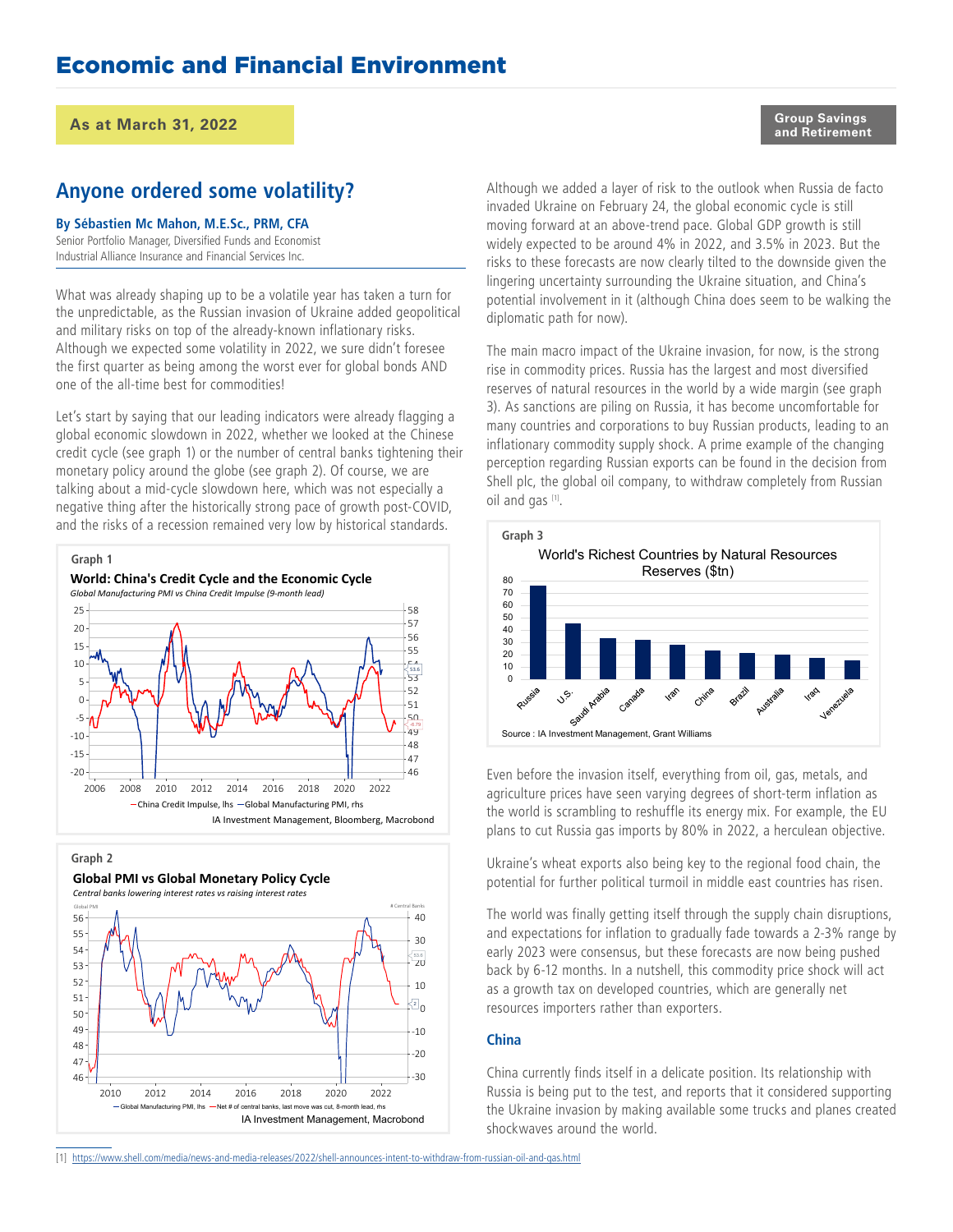# Economic and Financial Environment

**As at March 31, 2022**

**Group Savings and Retirement**

## Anyone ordered some volatility?

**By Sébastien Mc Mahon, M.E.Sc., PRM, CFA**
Senior Portfolio Manager, Diversified Funds and Economist
Industrial Alliance Insurance and Financial Services Inc.

What was already shaping up to be a volatile year has taken a turn for the unpredictable, as the Russian invasion of Ukraine added geopolitical and military risks on top of the already-known inflationary risks. Although we expected some volatility in 2022, we sure didn't foresee the first quarter as being among the worst ever for global bonds AND one of the all-time best for commodities!

Let's start by saying that our leading indicators were already flagging a global economic slowdown in 2022, whether we looked at the Chinese credit cycle (see graph 1) or the number of central banks tightening their monetary policy around the globe (see graph 2). Of course, we are talking about a mid-cycle slowdown here, which was not especially a negative thing after the historically strong pace of growth post-COVID, and the risks of a recession remained very low by historical standards.

**Graph 1**

**World: China's Credit Cycle and the Economic Cycle**
*Global Manufacturing PMI vs China Credit Impulse (9-month lead)*

— China Credit Impulse, lhs — Global Manufacturing PMI, rhs

IA Investment Management, Bloomberg, Macrobond

**Graph 2**

**Global PMI vs Global Monetary Policy Cycle**
*Central banks lowering interest rates vs raising interest rates*

— Global Manufacturing PMI, lhs — Net # of central banks, last move was cut, 8-month lead, rhs

IA Investment Management, Macrobond

Although we added a layer of risk to the outlook when Russia de facto invaded Ukraine on February 24, the global economic cycle is still moving forward at an above-trend pace. Global GDP growth is still widely expected to be around 4% in 2022, and 3.5% in 2023. But the risks to these forecasts are now clearly tilted to the downside given the lingering uncertainty surrounding the Ukraine situation, and China's potential involvement in it (although China does seem to be walking the diplomatic path for now).

The main macro impact of the Ukraine invasion, for now, is the strong rise in commodity prices. Russia has the largest and most diversified reserves of natural resources in the world by a wide margin (see graph 3). As sanctions are piling on Russia, it has become uncomfortable for many countries and corporations to buy Russian products, leading to an inflationary commodity supply shock. A prime example of the changing perception regarding Russian exports can be found in the decision from Shell plc, the global oil company, to withdraw completely from Russian oil and gas [1].

**Graph 3**

**World's Richest Countries by Natural Resources Reserves ($tn)**

Source : IA Investment Management, Grant Williams

Even before the invasion itself, everything from oil, gas, metals, and agriculture prices have seen varying degrees of short-term inflation as the world is scrambling to reshuffle its energy mix. For example, the EU plans to cut Russia gas imports by 80% in 2022, a herculean objective.

Ukraine's wheat exports also being key to the regional food chain, the potential for further political turmoil in middle east countries has risen.

The world was finally getting itself through the supply chain disruptions, and expectations for inflation to gradually fade towards a 2-3% range by early 2023 were consensus, but these forecasts are now being pushed back by 6-12 months. In a nutshell, this commodity price shock will act as a growth tax on developed countries, which are generally net resources importers rather than exporters.

### China

China currently finds itself in a delicate position. Its relationship with Russia is being put to the test, and reports that it considered supporting the Ukraine invasion by making available some trucks and planes created shockwaves around the world.

[1] https://www.shell.com/media/news-and-media-releases/2022/shell-announces-intent-to-withdraw-from-russian-oil-and-gas.html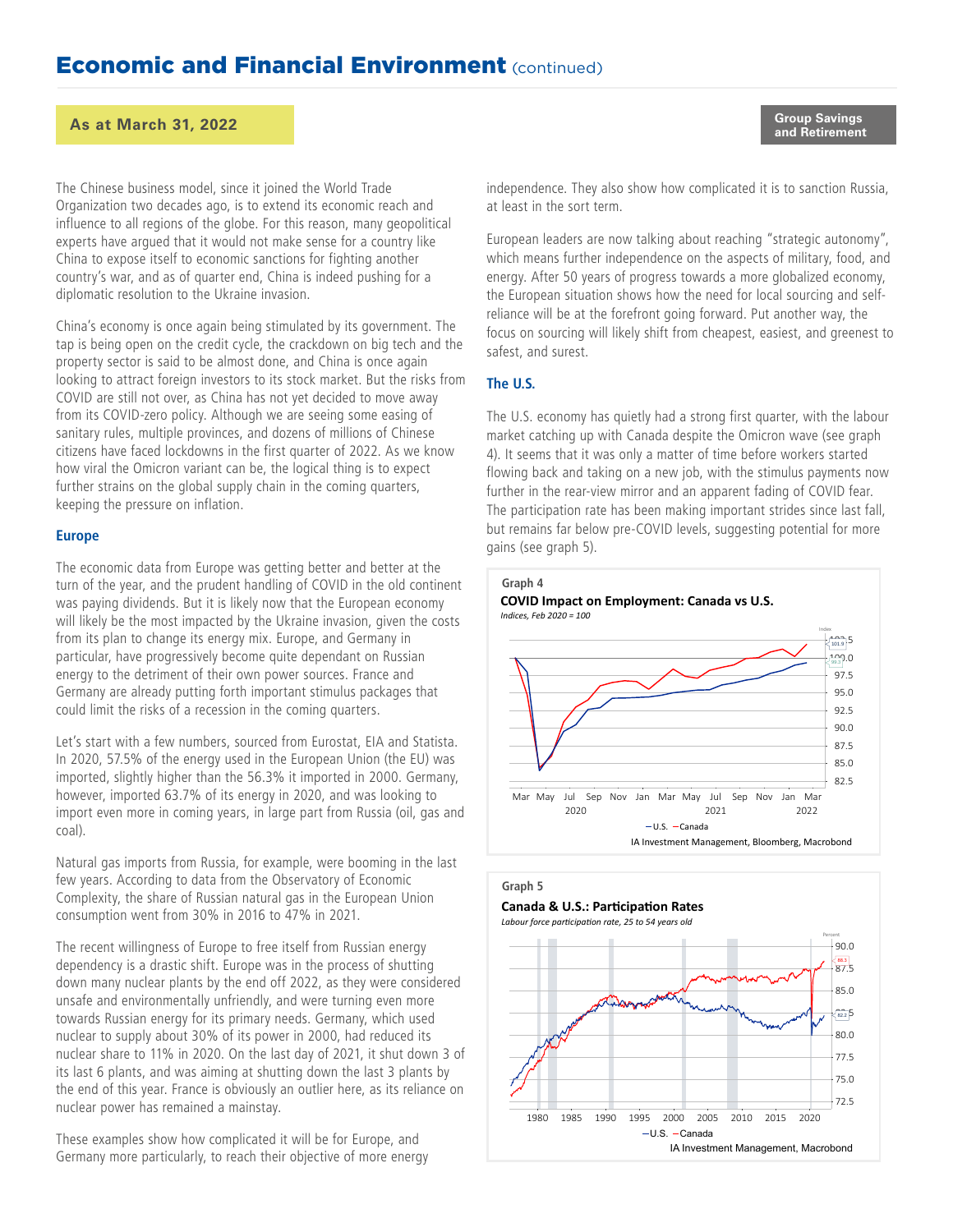## Economic and Financial Environment (continued)

**As at March 31, 2022**

**Group Savings and Retirement**

The Chinese business model, since it joined the World Trade Organization two decades ago, is to extend its economic reach and influence to all regions of the globe. For this reason, many geopolitical experts have argued that it would not make sense for a country like China to expose itself to economic sanctions for fighting another country's war, and as of quarter end, China is indeed pushing for a diplomatic resolution to the Ukraine invasion.

China's economy is once again being stimulated by its government. The tap is being open on the credit cycle, the crackdown on big tech and the property sector is said to be almost done, and China is once again looking to attract foreign investors to its stock market. But the risks from COVID are still not over, as China has not yet decided to move away from its COVID-zero policy. Although we are seeing some easing of sanitary rules, multiple provinces, and dozens of millions of Chinese citizens have faced lockdowns in the first quarter of 2022. As we know how viral the Omicron variant can be, the logical thing is to expect further strains on the global supply chain in the coming quarters, keeping the pressure on inflation.

### Europe

The economic data from Europe was getting better and better at the turn of the year, and the prudent handling of COVID in the old continent was paying dividends. But it is likely now that the European economy will likely be the most impacted by the Ukraine invasion, given the costs from its plan to change its energy mix. Europe, and Germany in particular, have progressively become quite dependant on Russian energy to the detriment of their own power sources. France and Germany are already putting forth important stimulus packages that could limit the risks of a recession in the coming quarters.

Let's start with a few numbers, sourced from Eurostat, EIA and Statista. In 2020, 57.5% of the energy used in the European Union (the EU) was imported, slightly higher than the 56.3% it imported in 2000. Germany, however, imported 63.7% of its energy in 2020, and was looking to import even more in coming years, in large part from Russia (oil, gas and coal).

Natural gas imports from Russia, for example, were booming in the last few years. According to data from the Observatory of Economic Complexity, the share of Russian natural gas in the European Union consumption went from 30% in 2016 to 47% in 2021.

The recent willingness of Europe to free itself from Russian energy dependency is a drastic shift. Europe was in the process of shutting down many nuclear plants by the end off 2022, as they were considered unsafe and environmentally unfriendly, and were turning even more towards Russian energy for its primary needs. Germany, which used nuclear to supply about 30% of its power in 2000, had reduced its nuclear share to 11% in 2020. On the last day of 2021, it shut down 3 of its last 6 plants, and was aiming at shutting down the last 3 plants by the end of this year. France is obviously an outlier here, as its reliance on nuclear power has remained a mainstay.

These examples show how complicated it will be for Europe, and Germany more particularly, to reach their objective of more energy independence. They also show how complicated it is to sanction Russia, at least in the sort term.

European leaders are now talking about reaching "strategic autonomy", which means further independence on the aspects of military, food, and energy. After 50 years of progress towards a more globalized economy, the European situation shows how the need for local sourcing and self-reliance will be at the forefront going forward. Put another way, the focus on sourcing will likely shift from cheapest, easiest, and greenest to safest, and surest.

### The U.S.

The U.S. economy has quietly had a strong first quarter, with the labour market catching up with Canada despite the Omicron wave (see graph 4). It seems that it was only a matter of time before workers started flowing back and taking on a new job, with the stimulus payments now further in the rear-view mirror and an apparent fading of COVID fear. The participation rate has been making important strides since last fall, but remains far below pre-COVID levels, suggesting potential for more gains (see graph 5).

**Graph 4**

**COVID Impact on Employment: Canada vs U.S.**

*Indices, Feb 2020 = 100*

IA Investment Management, Bloomberg, Macrobond

**Graph 5**

**Canada & U.S.: Participation Rates**

*Labour force participation rate, 25 to 54 years old*

IA Investment Management, Macrobond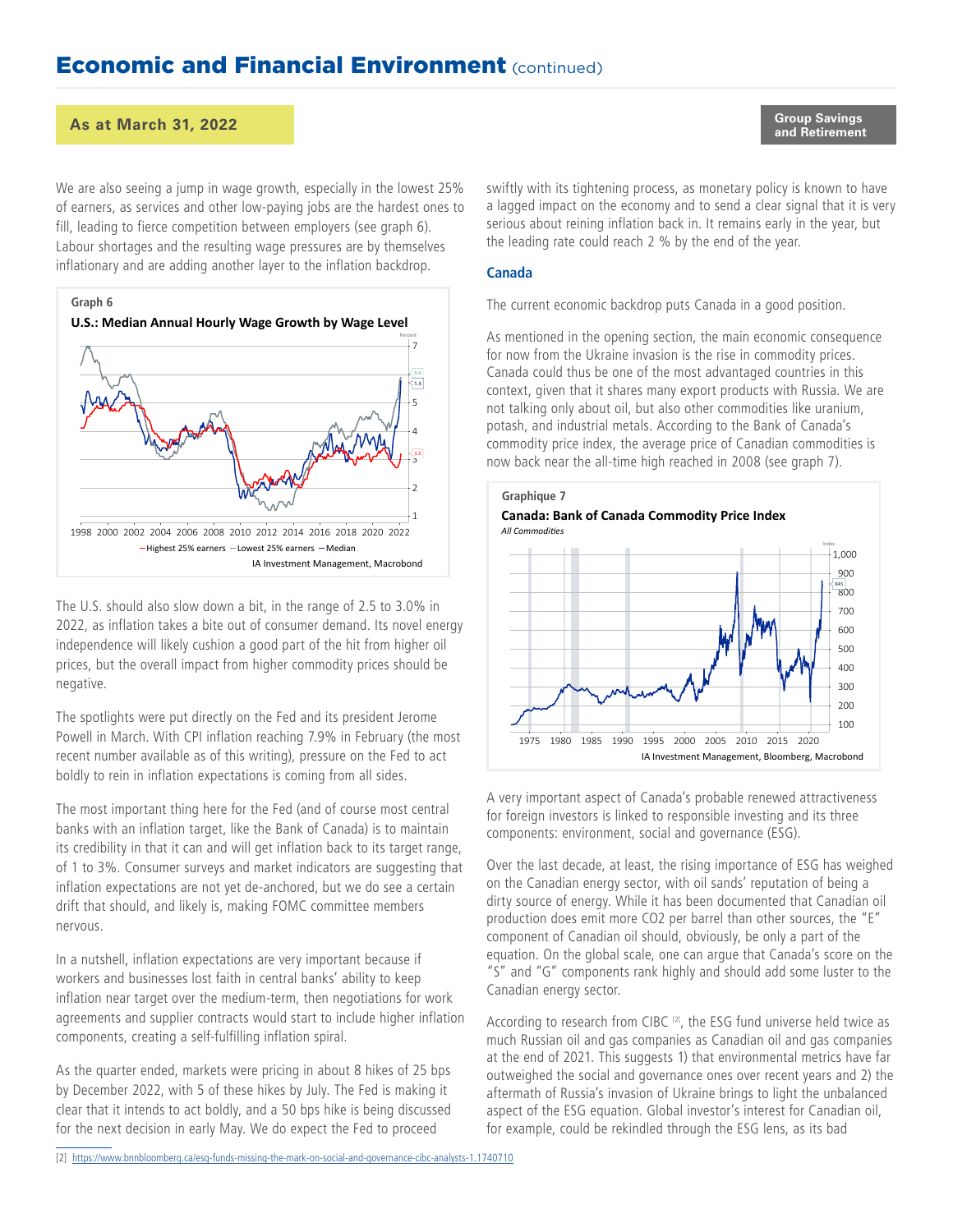## Economic and Financial Environment (continued)

**As at March 31, 2022**

**Group Savings and Retirement**

We are also seeing a jump in wage growth, especially in the lowest 25% of earners, as services and other low-paying jobs are the hardest ones to fill, leading to fierce competition between employers (see graph 6). Labour shortages and the resulting wage pressures are by themselves inflationary and are adding another layer to the inflation backdrop.

Graph 6

**U.S.: Median Annual Hourly Wage Growth by Wage Level**

—Highest 25% earners —Lowest 25% earners —Median

IA Investment Management, Macrobond

The U.S. should also slow down a bit, in the range of 2.5 to 3.0% in 2022, as inflation takes a bite out of consumer demand. Its novel energy independence will likely cushion a good part of the hit from higher oil prices, but the overall impact from higher commodity prices should be negative.

The spotlights were put directly on the Fed and its president Jerome Powell in March. With CPI inflation reaching 7.9% in February (the most recent number available as of this writing), pressure on the Fed to act boldly to rein in inflation expectations is coming from all sides.

The most important thing here for the Fed (and of course most central banks with an inflation target, like the Bank of Canada) is to maintain its credibility in that it can and will get inflation back to its target range, of 1 to 3%. Consumer surveys and market indicators are suggesting that inflation expectations are not yet de-anchored, but we do see a certain drift that should, and likely is, making FOMC committee members nervous.

In a nutshell, inflation expectations are very important because if workers and businesses lost faith in central banks' ability to keep inflation near target over the medium-term, then negotiations for work agreements and supplier contracts would start to include higher inflation components, creating a self-fulfilling inflation spiral.

As the quarter ended, markets were pricing in about 8 hikes of 25 bps by December 2022, with 5 of these hikes by July. The Fed is making it clear that it intends to act boldly, and a 50 bps hike is being discussed for the next decision in early May. We do expect the Fed to proceed swiftly with its tightening process, as monetary policy is known to have a lagged impact on the economy and to send a clear signal that it is very serious about reining inflation back in. It remains early in the year, but the leading rate could reach 2 % by the end of the year.

### Canada

The current economic backdrop puts Canada in a good position.

As mentioned in the opening section, the main economic consequence for now from the Ukraine invasion is the rise in commodity prices. Canada could thus be one of the most advantaged countries in this context, given that it shares many export products with Russia. We are not talking only about oil, but also other commodities like uranium, potash, and industrial metals. According to the Bank of Canada's commodity price index, the average price of Canadian commodities is now back near the all-time high reached in 2008 (see graph 7).

Graphique 7

**Canada: Bank of Canada Commodity Price Index**

*All Commodities*

IA Investment Management, Bloomberg, Macrobond

A very important aspect of Canada's probable renewed attractiveness for foreign investors is linked to responsible investing and its three components: environment, social and governance (ESG).

Over the last decade, at least, the rising importance of ESG has weighed on the Canadian energy sector, with oil sands' reputation of being a dirty source of energy. While it has been documented that Canadian oil production does emit more CO2 per barrel than other sources, the "E" component of Canadian oil should, obviously, be only a part of the equation. On the global scale, one can argue that Canada's score on the "S" and "G" components rank highly and should add some luster to the Canadian energy sector.

According to research from CIBC [2], the ESG fund universe held twice as much Russian oil and gas companies as Canadian oil and gas companies at the end of 2021. This suggests 1) that environmental metrics have far outweighed the social and governance ones over recent years and 2) the aftermath of Russia's invasion of Ukraine brings to light the unbalanced aspect of the ESG equation. Global investor's interest for Canadian oil, for example, could be rekindled through the ESG lens, as its bad

[2] https://www.bnnbloomberg.ca/esg-funds-missing-the-mark-on-social-and-governance-cibc-analysts-1.1740710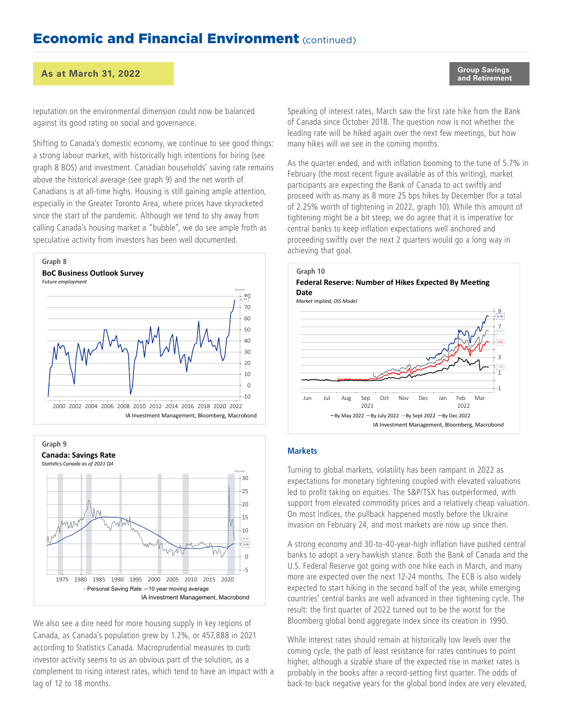# Economic and Financial Environment (continued)

**As at March 31, 2022**

**Group Savings and Retirement**

reputation on the environmental dimension could now be balanced against its good rating on social and governance.

Shifting to Canada's domestic economy, we continue to see good things: a strong labour market, with historically high intentions for hiring (see graph 8 BOS) and investment. Canadian households' saving rate remains above the historical average (see graph 9) and the net worth of Canadians is at all-time highs. Housing is still gaining ample attention, especially in the Greater Toronto Area, where prices have skyrocketed since the start of the pandemic. Although we tend to shy away from calling Canada's housing market a "bubble", we do see ample froth as speculative activity from investors has been well documented.

Graph 8

**BoC Business Outlook Survey**

*Future employment*

IA Investment Management, Bloomberg, Macrobond

Graph 9

**Canada: Savings Rate**

*Statistics Canada as of 2021 Q4*

—Personal Saving Rate —10 year moving average

IA Investment Management, Macrobond

We also see a dire need for more housing supply in key regions of Canada, as Canada's population grew by 1.2%, or 457,888 in 2021 according to Statistics Canada. Macroprudential measures to curb investor activity seems to us an obvious part of the solution, as a complement to rising interest rates, which tend to have an impact with a lag of 12 to 18 months.

Speaking of interest rates, March saw the first rate hike from the Bank of Canada since October 2018. The question now is not whether the leading rate will be hiked again over the next few meetings, but how many hikes will we see in the coming months.

As the quarter ended, and with inflation booming to the tune of 5.7% in February (the most recent figure available as of this writing), market participants are expecting the Bank of Canada to act swiftly and proceed with as many as 8 more 25 bps hikes by December (for a total of 2.25% worth of tightening in 2022, graph 10). While this amount of tightening might be a bit steep, we do agree that it is imperative for central banks to keep inflation expectations well anchored and proceeding swiftly over the next 2 quarters would go a long way in achieving that goal.

Graph 10

**Federal Reserve: Number of Hikes Expected By Meeting Date**

*Market Implied, OIS Model*

—By May 2022 —By July 2022 —By Sept 2022 —By Dec 2022

IA Investment Management, Bloomberg, Macrobond

## Markets

Turning to global markets, volatility has been rampant in 2022 as expectations for monetary tightening coupled with elevated valuations led to profit taking on equities. The S&P/TSX has outperformed, with support from elevated commodity prices and a relatively cheap valuation. On most indices, the pullback happened mostly before the Ukraine invasion on February 24, and most markets are now up since then.

A strong economy and 30-to-40-year-high inflation have pushed central banks to adopt a very hawkish stance. Both the Bank of Canada and the U.S. Federal Reserve got going with one hike each in March, and many more are expected over the next 12-24 months. The ECB is also widely expected to start hiking in the second half of the year, while emerging countries' central banks are well advanced in their tightening cycle. The result: the first quarter of 2022 turned out to be the worst for the Bloomberg global bond aggregate index since its creation in 1990.

While interest rates should remain at historically low levels over the coming cycle, the path of least resistance for rates continues to point higher, although a sizable share of the expected rise in market rates is probably in the books after a record-setting first quarter. The odds of back-to-back negative years for the global bond index are very elevated,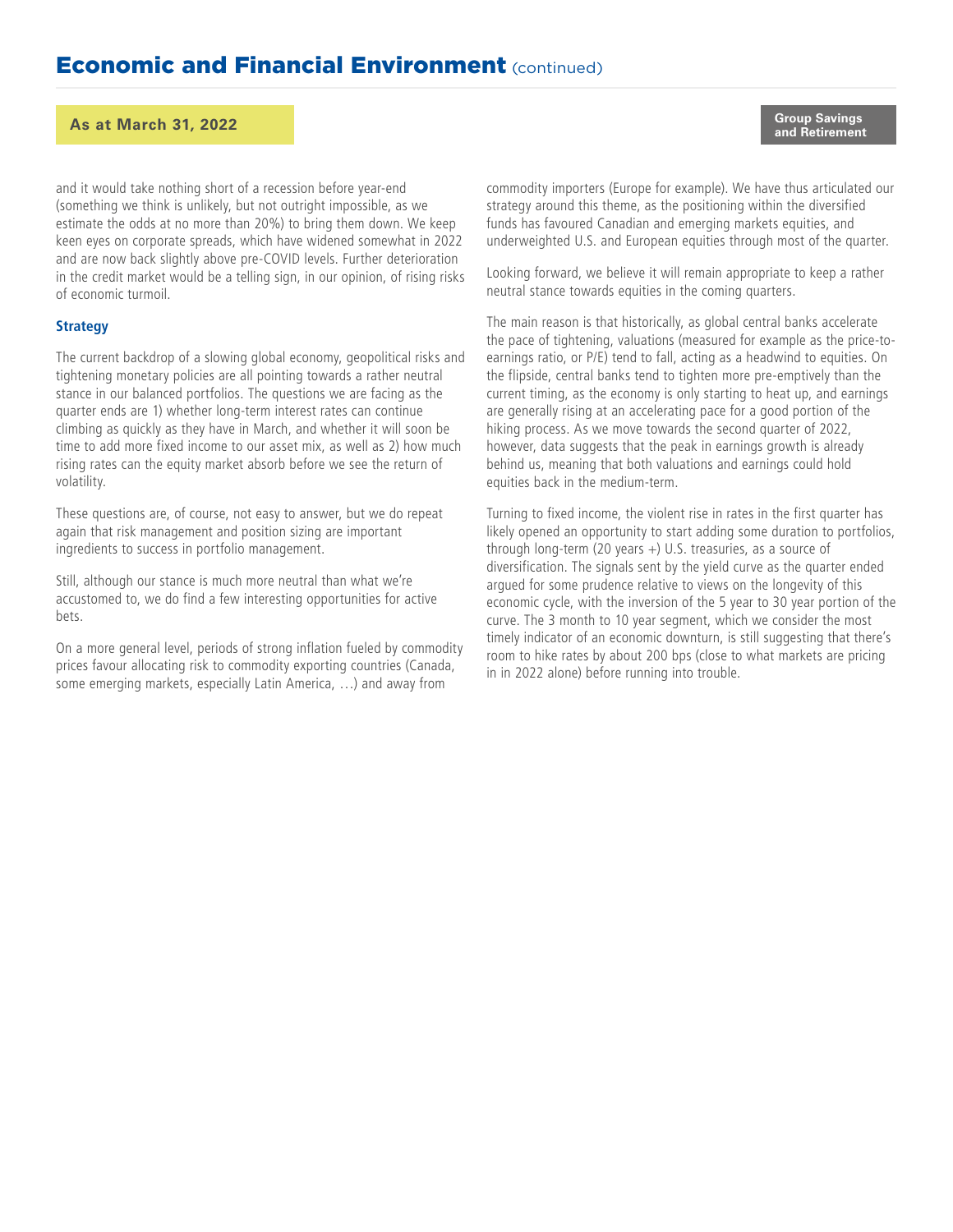and it would take nothing short of a recession before year-end (something we think is unlikely, but not outright impossible, as we estimate the odds at no more than 20%) to bring them down. We keep keen eyes on corporate spreads, which have widened somewhat in 2022 and are now back slightly above pre-COVID levels. Further deterioration in the credit market would be a telling sign, in our opinion, of rising risks of economic turmoil.

### Strategy

The current backdrop of a slowing global economy, geopolitical risks and tightening monetary policies are all pointing towards a rather neutral stance in our balanced portfolios. The questions we are facing as the quarter ends are 1) whether long-term interest rates can continue climbing as quickly as they have in March, and whether it will soon be time to add more fixed income to our asset mix, as well as 2) how much rising rates can the equity market absorb before we see the return of volatility.

These questions are, of course, not easy to answer, but we do repeat again that risk management and position sizing are important ingredients to success in portfolio management.

Still, although our stance is much more neutral than what we're accustomed to, we do find a few interesting opportunities for active bets.

On a more general level, periods of strong inflation fueled by commodity prices favour allocating risk to commodity exporting countries (Canada, some emerging markets, especially Latin America, …) and away from commodity importers (Europe for example). We have thus articulated our strategy around this theme, as the positioning within the diversified funds has favoured Canadian and emerging markets equities, and underweighted U.S. and European equities through most of the quarter.

Looking forward, we believe it will remain appropriate to keep a rather neutral stance towards equities in the coming quarters.

The main reason is that historically, as global central banks accelerate the pace of tightening, valuations (measured for example as the price-to-earnings ratio, or P/E) tend to fall, acting as a headwind to equities. On the flipside, central banks tend to tighten more pre-emptively than the current timing, as the economy is only starting to heat up, and earnings are generally rising at an accelerating pace for a good portion of the hiking process. As we move towards the second quarter of 2022, however, data suggests that the peak in earnings growth is already behind us, meaning that both valuations and earnings could hold equities back in the medium-term.

Turning to fixed income, the violent rise in rates in the first quarter has likely opened an opportunity to start adding some duration to portfolios, through long-term (20 years +) U.S. treasuries, as a source of diversification. The signals sent by the yield curve as the quarter ended argued for some prudence relative to views on the longevity of this economic cycle, with the inversion of the 5 year to 30 year portion of the curve. The 3 month to 10 year segment, which we consider the most timely indicator of an economic downturn, is still suggesting that there's room to hike rates by about 200 bps (close to what markets are pricing in in 2022 alone) before running into trouble.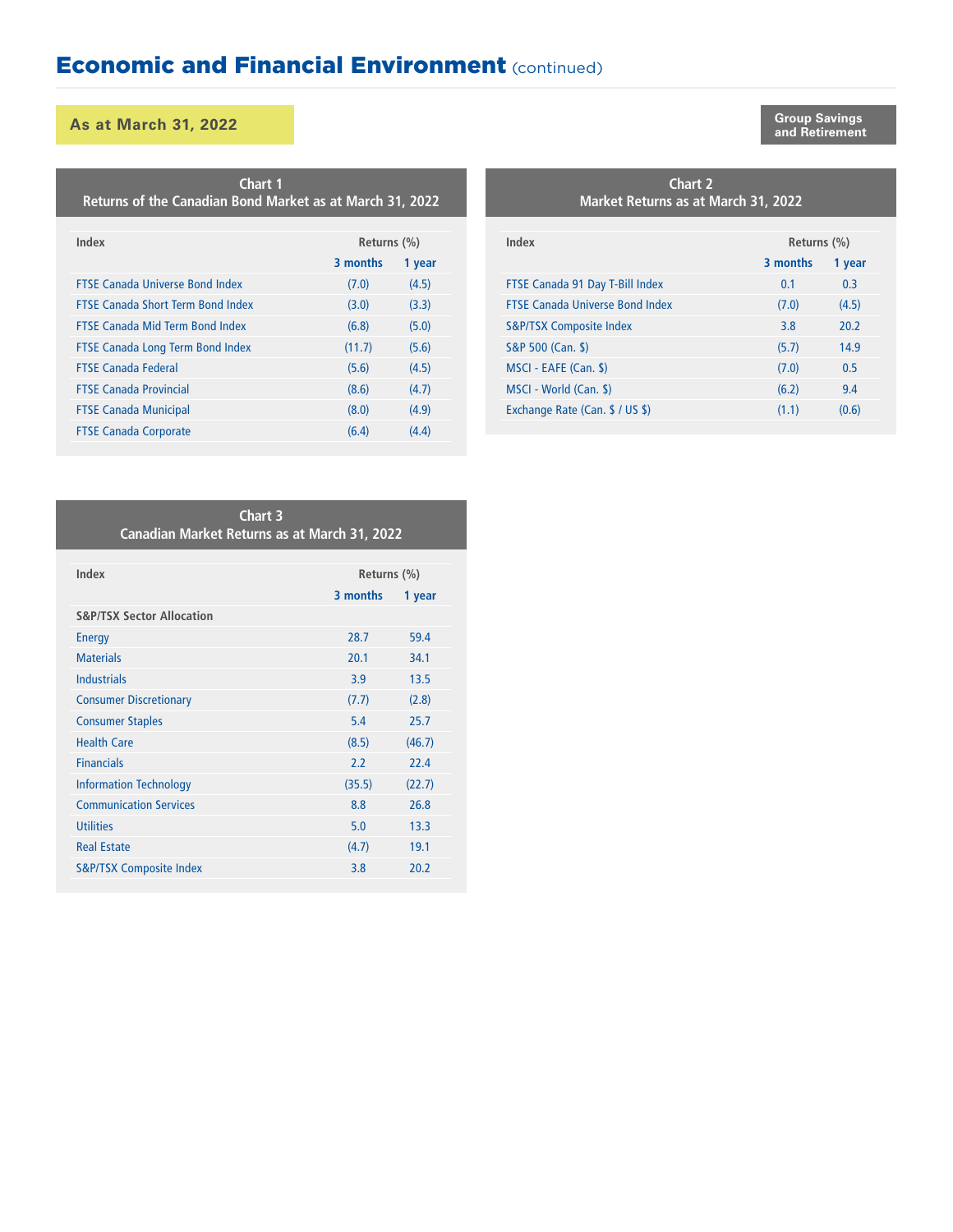# Economic and Financial Environment (continued)

**As at March 31, 2022**

**Group Savings and Retirement**

**Chart 1**
**Returns of the Canadian Bond Market as at March 31, 2022**

| Index | Returns (%) | |
|---|---|---|
| | 3 months | 1 year |
| FTSE Canada Universe Bond Index | (7.0) | (4.5) |
| FTSE Canada Short Term Bond Index | (3.0) | (3.3) |
| FTSE Canada Mid Term Bond Index | (6.8) | (5.0) |
| FTSE Canada Long Term Bond Index | (11.7) | (5.6) |
| FTSE Canada Federal | (5.6) | (4.5) |
| FTSE Canada Provincial | (8.6) | (4.7) |
| FTSE Canada Municipal | (8.0) | (4.9) |
| FTSE Canada Corporate | (6.4) | (4.4) |

**Chart 2**
**Market Returns as at March 31, 2022**

| Index | Returns (%) | |
|---|---|---|
| | 3 months | 1 year |
| FTSE Canada 91 Day T-Bill Index | 0.1 | 0.3 |
| FTSE Canada Universe Bond Index | (7.0) | (4.5) |
| S&P/TSX Composite Index | 3.8 | 20.2 |
| S&P 500 (Can. $) | (5.7) | 14.9 |
| MSCI - EAFE (Can. $) | (7.0) | 0.5 |
| MSCI - World (Can. $) | (6.2) | 9.4 |
| Exchange Rate (Can. $ / US $) | (1.1) | (0.6) |

**Chart 3**
**Canadian Market Returns as at March 31, 2022**

| Index | Returns (%) | |
|---|---|---|
| | 3 months | 1 year |
| **S&P/TSX Sector Allocation** | | |
| Energy | 28.7 | 59.4 |
| Materials | 20.1 | 34.1 |
| Industrials | 3.9 | 13.5 |
| Consumer Discretionary | (7.7) | (2.8) |
| Consumer Staples | 5.4 | 25.7 |
| Health Care | (8.5) | (46.7) |
| Financials | 2.2 | 22.4 |
| Information Technology | (35.5) | (22.7) |
| Communication Services | 8.8 | 26.8 |
| Utilities | 5.0 | 13.3 |
| Real Estate | (4.7) | 19.1 |
| S&P/TSX Composite Index | 3.8 | 20.2 |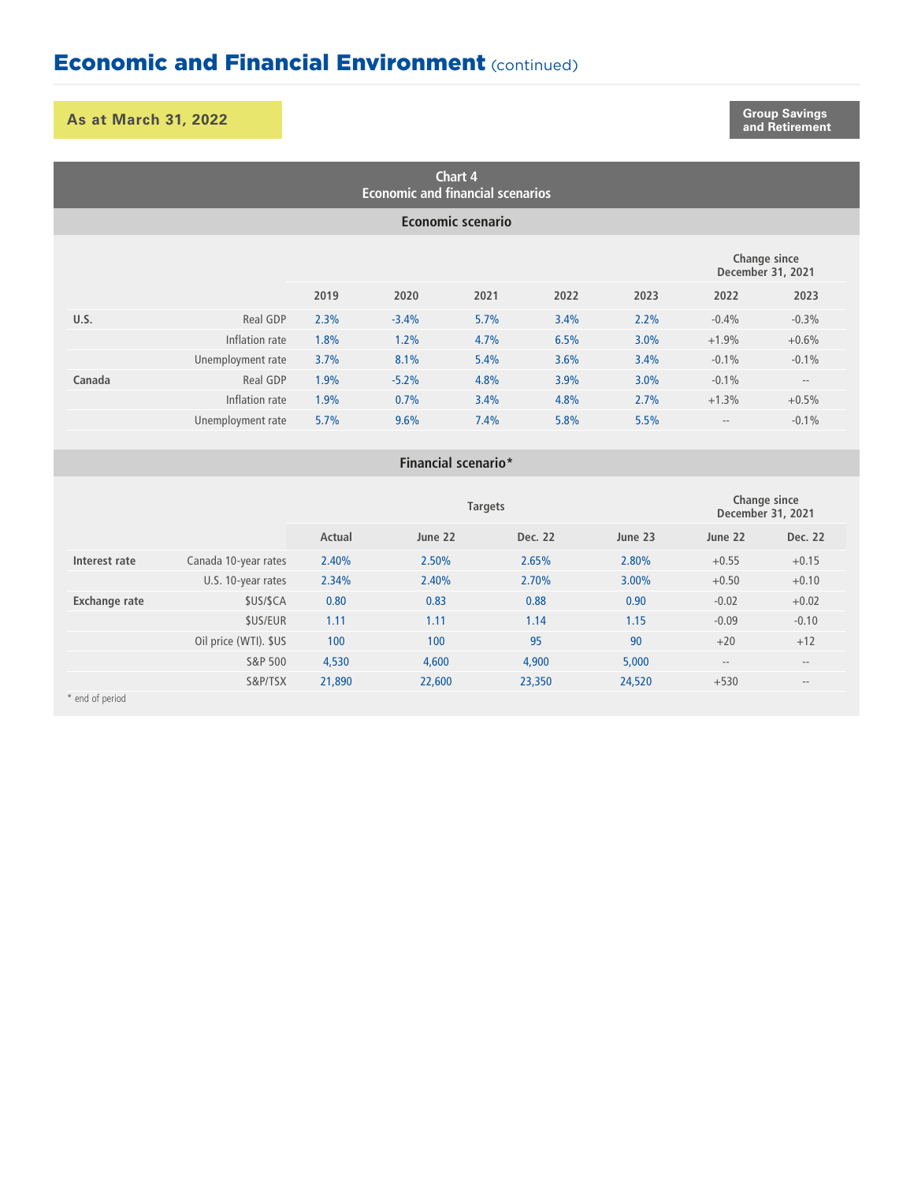# Economic and Financial Environment (continued)

**As at March 31, 2022**

**Group Savings and Retirement**

**Chart 4**
**Economic and financial scenarios**

**Economic scenario**

| | | 2019 | 2020 | 2021 | 2022 | 2023 | Change since December 31, 2021 2022 | Change since December 31, 2021 2023 |
|---|---|---|---|---|---|---|---|---|
| **U.S.** | Real GDP | 2.3% | -3.4% | 5.7% | 3.4% | 2.2% | -0.4% | -0.3% |
| | Inflation rate | 1.8% | 1.2% | 4.7% | 6.5% | 3.0% | +1.9% | +0.6% |
| | Unemployment rate | 3.7% | 8.1% | 5.4% | 3.6% | 3.4% | -0.1% | -0.1% |
| **Canada** | Real GDP | 1.9% | -5.2% | 4.8% | 3.9% | 3.0% | -0.1% | -- |
| | Inflation rate | 1.9% | 0.7% | 3.4% | 4.8% | 2.7% | +1.3% | +0.5% |
| | Unemployment rate | 5.7% | 9.6% | 7.4% | 5.8% | 5.5% | -- | -0.1% |

**Financial scenario***

| | | | Targets | | | Change since December 31, 2021 | |
|---|---|---|---|---|---|---|---|
| | | Actual | June 22 | Dec. 22 | June 23 | June 22 | Dec. 22 |
| **Interest rate** | Canada 10-year rates | 2.40% | 2.50% | 2.65% | 2.80% | +0.55 | +0.15 |
| | U.S. 10-year rates | 2.34% | 2.40% | 2.70% | 3.00% | +0.50 | +0.10 |
| **Exchange rate** | $US/$CA | 0.80 | 0.83 | 0.88 | 0.90 | -0.02 | +0.02 |
| | $US/EUR | 1.11 | 1.11 | 1.14 | 1.15 | -0.09 | -0.10 |
| | Oil price (WTI). $US | 100 | 100 | 95 | 90 | +20 | +12 |
| | S&P 500 | 4,530 | 4,600 | 4,900 | 5,000 | -- | -- |
| | S&P/TSX | 21,890 | 22,600 | 23,350 | 24,520 | +530 | -- |

\* end of period